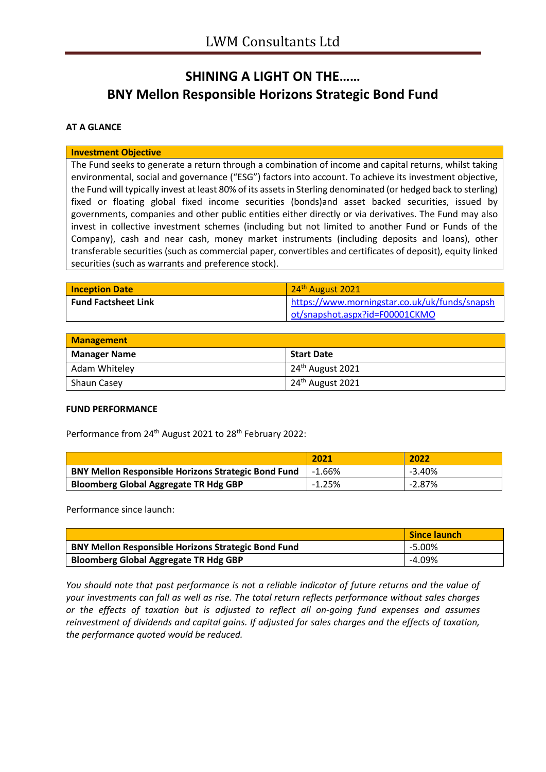# LWM Consultants Ltd

## SHINING A LIGHT ON THE……
## BNY Mellon Responsible Horizons Strategic Bond Fund

**AT A GLANCE**

| Investment Objective |
|---|
| The Fund seeks to generate a return through a combination of income and capital returns, whilst taking environmental, social and governance ("ESG") factors into account. To achieve its investment objective, the Fund will typically invest at least 80% of its assets in Sterling denominated (or hedged back to sterling) fixed or floating global fixed income securities (bonds)and asset backed securities, issued by governments, companies and other public entities either directly or via derivatives. The Fund may also invest in collective investment schemes (including but not limited to another Fund or Funds of the Company), cash and near cash, money market instruments (including deposits and loans), other transferable securities (such as commercial paper, convertibles and certificates of deposit), equity linked securities (such as warrants and preference stock). |

| Inception Date | 24th August 2021 |
|---|---|
| **Fund Factsheet Link** | https://www.morningstar.co.uk/uk/funds/snapshot/snapshot.aspx?id=F00001CKMO |

| Management | |
|---|---|
| **Manager Name** | **Start Date** |
| Adam Whiteley | 24th August 2021 |
| Shaun Casey | 24th August 2021 |

**FUND PERFORMANCE**

Performance from 24th August 2021 to 28th February 2022:

| | 2021 | 2022 |
|---|---|---|
| **BNY Mellon Responsible Horizons Strategic Bond Fund** | -1.66% | -3.40% |
| **Bloomberg Global Aggregate TR Hdg GBP** | -1.25% | -2.87% |

Performance since launch:

| | Since launch |
|---|---|
| **BNY Mellon Responsible Horizons Strategic Bond Fund** | -5.00% |
| **Bloomberg Global Aggregate TR Hdg GBP** | -4.09% |

*You should note that past performance is not a reliable indicator of future returns and the value of your investments can fall as well as rise. The total return reflects performance without sales charges or the effects of taxation but is adjusted to reflect all on-going fund expenses and assumes reinvestment of dividends and capital gains. If adjusted for sales charges and the effects of taxation, the performance quoted would be reduced.*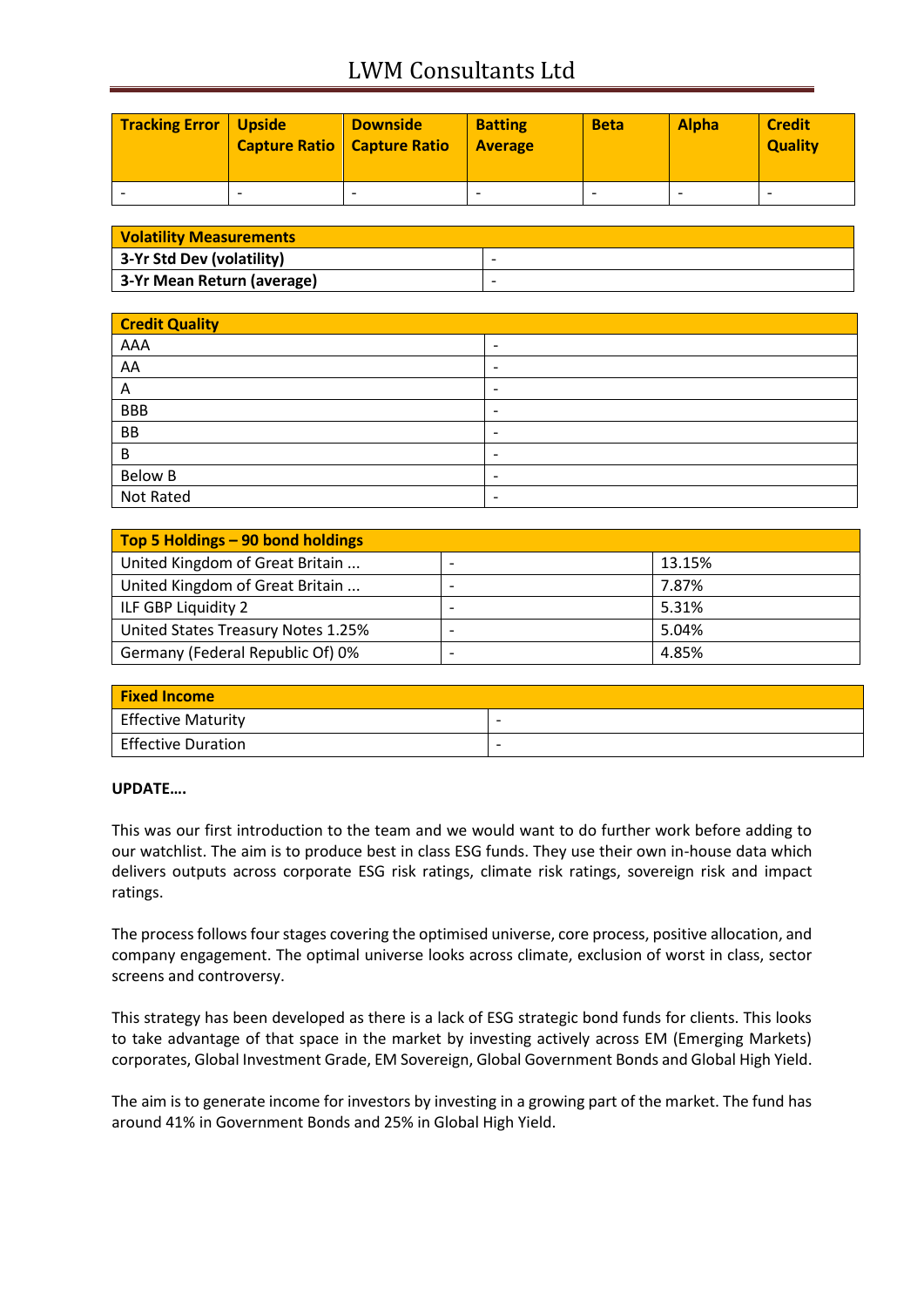| Tracking Error | Upside Capture Ratio | Downside Capture Ratio | Batting Average | Beta | Alpha | Credit Quality |
|---|---|---|---|---|---|---|
| - | - | - | - | - | - | - |

| Volatility Measurements | |
|---|---|
| **3-Yr Std Dev (volatility)** | - |
| **3-Yr Mean Return (average)** | - |

| Credit Quality | |
|---|---|
| AAA | - |
| AA | - |
| A | - |
| BBB | - |
| BB | - |
| B | - |
| Below B | - |
| Not Rated | - |

| Top 5 Holdings – 90 bond holdings | | |
|---|---|---|
| United Kingdom of Great Britain ... | - | 13.15% |
| United Kingdom of Great Britain ... | - | 7.87% |
| ILF GBP Liquidity 2 | - | 5.31% |
| United States Treasury Notes 1.25% | - | 5.04% |
| Germany (Federal Republic Of) 0% | - | 4.85% |

| Fixed Income | |
|---|---|
| Effective Maturity | - |
| Effective Duration | - |

**UPDATE….**

This was our first introduction to the team and we would want to do further work before adding to our watchlist. The aim is to produce best in class ESG funds. They use their own in-house data which delivers outputs across corporate ESG risk ratings, climate risk ratings, sovereign risk and impact ratings.

The process follows four stages covering the optimised universe, core process, positive allocation, and company engagement. The optimal universe looks across climate, exclusion of worst in class, sector screens and controversy.

This strategy has been developed as there is a lack of ESG strategic bond funds for clients. This looks to take advantage of that space in the market by investing actively across EM (Emerging Markets) corporates, Global Investment Grade, EM Sovereign, Global Government Bonds and Global High Yield.

The aim is to generate income for investors by investing in a growing part of the market. The fund has around 41% in Government Bonds and 25% in Global High Yield.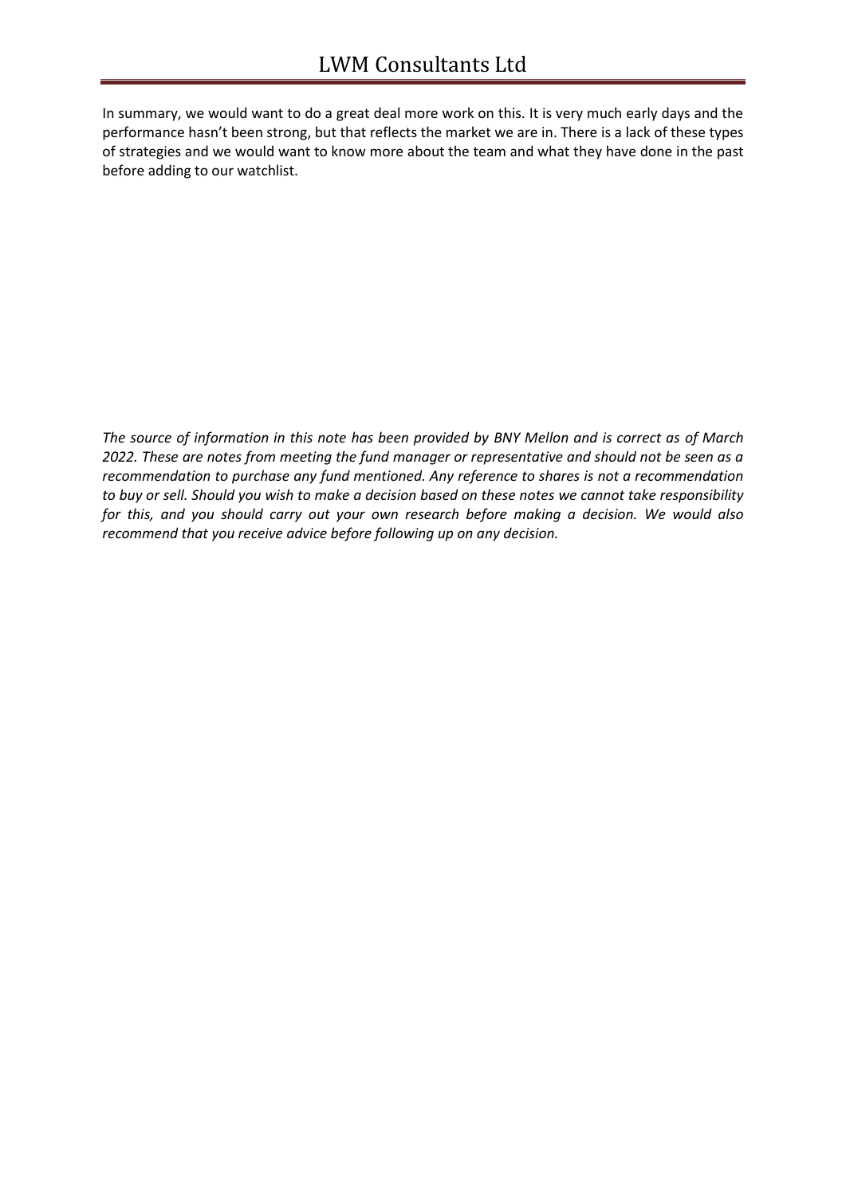In summary, we would want to do a great deal more work on this. It is very much early days and the performance hasn't been strong, but that reflects the market we are in. There is a lack of these types of strategies and we would want to know more about the team and what they have done in the past before adding to our watchlist.

*The source of information in this note has been provided by BNY Mellon and is correct as of March 2022. These are notes from meeting the fund manager or representative and should not be seen as a recommendation to purchase any fund mentioned. Any reference to shares is not a recommendation to buy or sell. Should you wish to make a decision based on these notes we cannot take responsibility for this, and you should carry out your own research before making a decision. We would also recommend that you receive advice before following up on any decision.*